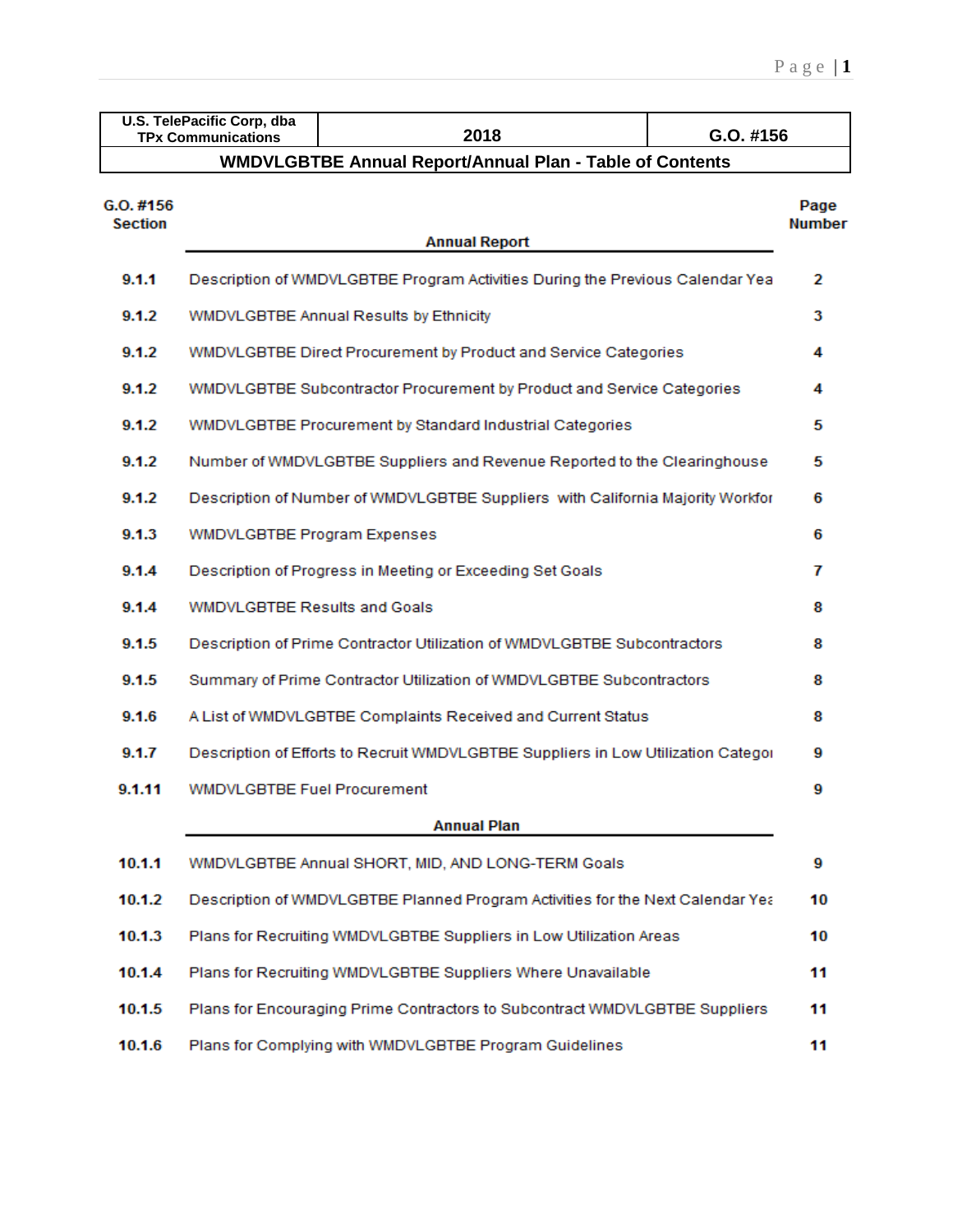| U.S. TelePacific Corp, dba TPx Communications | 2018 | G.O. #156 |
|---|---|---|

## WMDVLGBTBE Annual Report/Annual Plan - Table of Contents

| G.O. #156 Section | Annual Report | Page Number |
|---|---|---|
| 9.1.1 | Description of WMDVLGBTBE Program Activities During the Previous Calendar Yea | 2 |
| 9.1.2 | WMDVLGBTBE Annual Results by Ethnicity | 3 |
| 9.1.2 | WMDVLGBTBE Direct Procurement by Product and Service Categories | 4 |
| 9.1.2 | WMDVLGBTBE Subcontractor Procurement by Product and Service Categories | 4 |
| 9.1.2 | WMDVLGBTBE Procurement by Standard Industrial Categories | 5 |
| 9.1.2 | Number of WMDVLGBTBE Suppliers and Revenue Reported to the Clearinghouse | 5 |
| 9.1.2 | Description of Number of WMDVLGBTBE Suppliers with California Majority Workfor | 6 |
| 9.1.3 | WMDVLGBTBE Program Expenses | 6 |
| 9.1.4 | Description of Progress in Meeting or Exceeding Set Goals | 7 |
| 9.1.4 | WMDVLGBTBE Results and Goals | 8 |
| 9.1.5 | Description of Prime Contractor Utilization of WMDVLGBTBE Subcontractors | 8 |
| 9.1.5 | Summary of Prime Contractor Utilization of WMDVLGBTBE Subcontractors | 8 |
| 9.1.6 | A List of WMDVLGBTBE Complaints Received and Current Status | 8 |
| 9.1.7 | Description of Efforts to Recruit WMDVLGBTBE Suppliers in Low Utilization Categoı | 9 |
| 9.1.11 | WMDVLGBTBE Fuel Procurement | 9 |
| | **Annual Plan** | |
| 10.1.1 | WMDVLGBTBE Annual SHORT, MID, AND LONG-TERM Goals | 9 |
| 10.1.2 | Description of WMDVLGBTBE Planned Program Activities for the Next Calendar Yea | 10 |
| 10.1.3 | Plans for Recruiting WMDVLGBTBE Suppliers in Low Utilization Areas | 10 |
| 10.1.4 | Plans for Recruiting WMDVLGBTBE Suppliers Where Unavailable | 11 |
| 10.1.5 | Plans for Encouraging Prime Contractors to Subcontract WMDVLGBTBE Suppliers | 11 |
| 10.1.6 | Plans for Complying with WMDVLGBTBE Program Guidelines | 11 |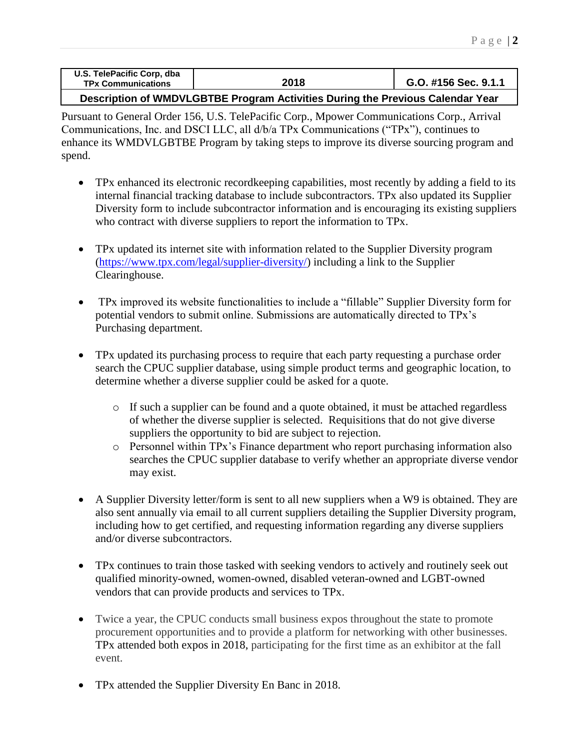| U.S. TelePacific Corp, dba TPx Communications | 2018 | G.O. #156 Sec. 9.1.1 |
| --- | --- | --- |
| **Description of WMDVLGBTBE Program Activities During the Previous Calendar Year** | | |

Pursuant to General Order 156, U.S. TelePacific Corp., Mpower Communications Corp., Arrival Communications, Inc. and DSCI LLC, all d/b/a TPx Communications ("TPx"), continues to enhance its WMDVLGBTBE Program by taking steps to improve its diverse sourcing program and spend.

- TPx enhanced its electronic recordkeeping capabilities, most recently by adding a field to its internal financial tracking database to include subcontractors. TPx also updated its Supplier Diversity form to include subcontractor information and is encouraging its existing suppliers who contract with diverse suppliers to report the information to TPx.

- TPx updated its internet site with information related to the Supplier Diversity program (https://www.tpx.com/legal/supplier-diversity/) including a link to the Supplier Clearinghouse.

- TPx improved its website functionalities to include a "fillable" Supplier Diversity form for potential vendors to submit online. Submissions are automatically directed to TPx's Purchasing department.

- TPx updated its purchasing process to require that each party requesting a purchase order search the CPUC supplier database, using simple product terms and geographic location, to determine whether a diverse supplier could be asked for a quote.
  - If such a supplier can be found and a quote obtained, it must be attached regardless of whether the diverse supplier is selected. Requisitions that do not give diverse suppliers the opportunity to bid are subject to rejection.
  - Personnel within TPx's Finance department who report purchasing information also searches the CPUC supplier database to verify whether an appropriate diverse vendor may exist.

- A Supplier Diversity letter/form is sent to all new suppliers when a W9 is obtained. They are also sent annually via email to all current suppliers detailing the Supplier Diversity program, including how to get certified, and requesting information regarding any diverse suppliers and/or diverse subcontractors.

- TPx continues to train those tasked with seeking vendors to actively and routinely seek out qualified minority-owned, women-owned, disabled veteran-owned and LGBT-owned vendors that can provide products and services to TPx.

- Twice a year, the CPUC conducts small business expos throughout the state to promote procurement opportunities and to provide a platform for networking with other businesses. TPx attended both expos in 2018, participating for the first time as an exhibitor at the fall event.

- TPx attended the Supplier Diversity En Banc in 2018.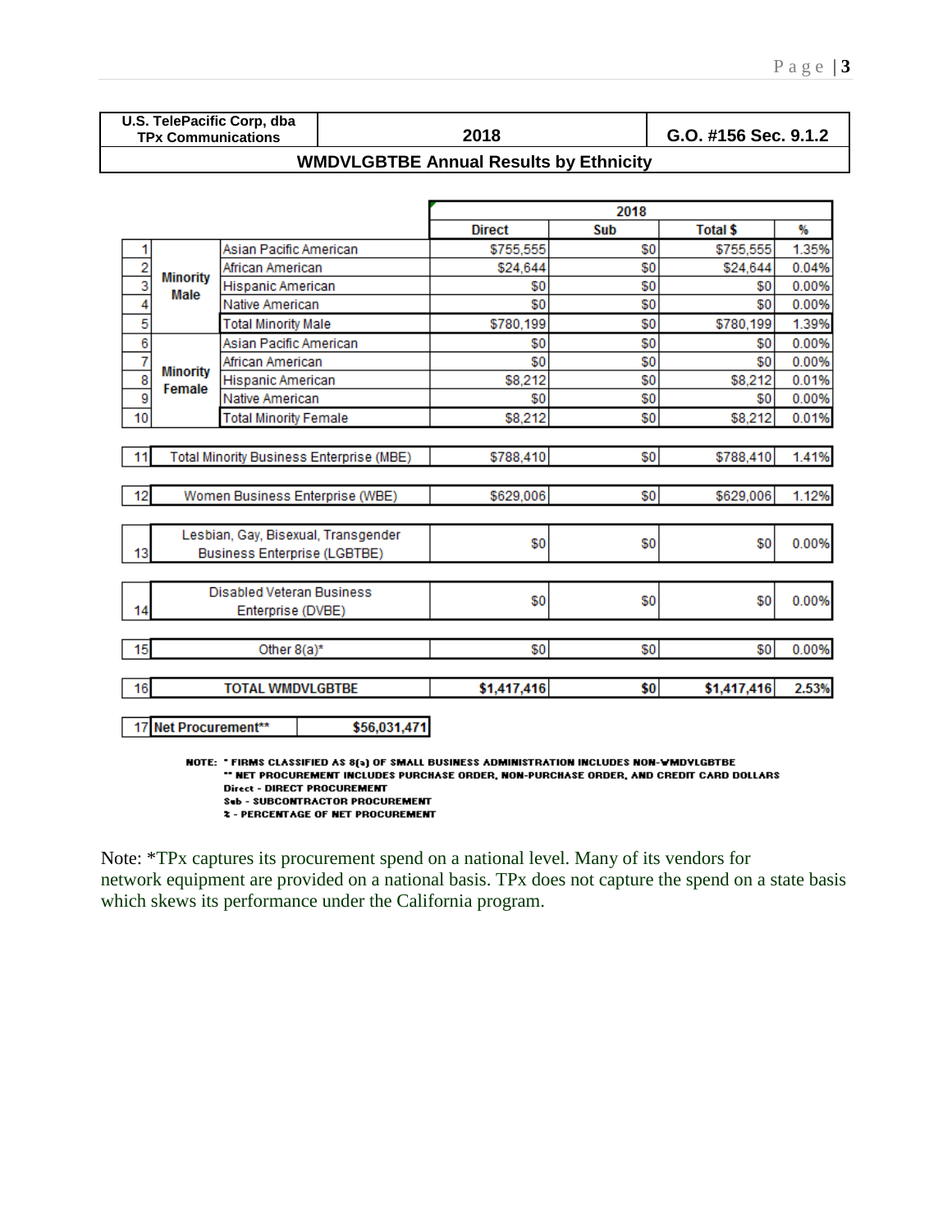| U.S. TelePacific Corp, dba TPx Communications | 2018 | G.O. #156 Sec. 9.1.2 |
|---|---|---|

**WMDVLGBTBE Annual Results by Ethnicity**

| # | | | 2018 Direct | 2018 Sub | 2018 Total $ | 2018 % |
|---|---|---|---|---|---|---|
| 1 | Minority Male | Asian Pacific American | $755,555 | $0 | $755,555 | 1.35% |
| 2 | | African American | $24,644 | $0 | $24,644 | 0.04% |
| 3 | | Hispanic American | $0 | $0 | $0 | 0.00% |
| 4 | | Native American | $0 | $0 | $0 | 0.00% |
| 5 | | Total Minority Male | $780,199 | $0 | $780,199 | 1.39% |
| 6 | Minority Female | Asian Pacific American | $0 | $0 | $0 | 0.00% |
| 7 | | African American | $0 | $0 | $0 | 0.00% |
| 8 | | Hispanic American | $8,212 | $0 | $8,212 | 0.01% |
| 9 | | Native American | $0 | $0 | $0 | 0.00% |
| 10 | | Total Minority Female | $8,212 | $0 | $8,212 | 0.01% |
| 11 | Total Minority Business Enterprise (MBE) | | $788,410 | $0 | $788,410 | 1.41% |
| 12 | Women Business Enterprise (WBE) | | $629,006 | $0 | $629,006 | 1.12% |
| 13 | Lesbian, Gay, Bisexual, Transgender Business Enterprise (LGBTBE) | | $0 | $0 | $0 | 0.00% |
| 14 | Disabled Veteran Business Enterprise (DVBE) | | $0 | $0 | $0 | 0.00% |
| 15 | Other 8(a)* | | $0 | $0 | $0 | 0.00% |
| 16 | **TOTAL WMDVLGBTBE** | | **$1,417,416** | **$0** | **$1,417,416** | **2.53%** |
| 17 | **Net Procurement**** | | **$56,031,471** | | | |

NOTE: * FIRMS CLASSIFIED AS 8(a) OF SMALL BUSINESS ADMINISTRATION INCLUDES NON-WMDVLGBTBE
** NET PROCUREMENT INCLUDES PURCHASE ORDER, NON-PURCHASE ORDER, AND CREDIT CARD DOLLARS
Direct - DIRECT PROCUREMENT
Sub - SUBCONTRACTOR PROCUREMENT
% - PERCENTAGE OF NET PROCUREMENT

Note: *TPx captures its procurement spend on a national level. Many of its vendors for network equipment are provided on a national basis. TPx does not capture the spend on a state basis which skews its performance under the California program.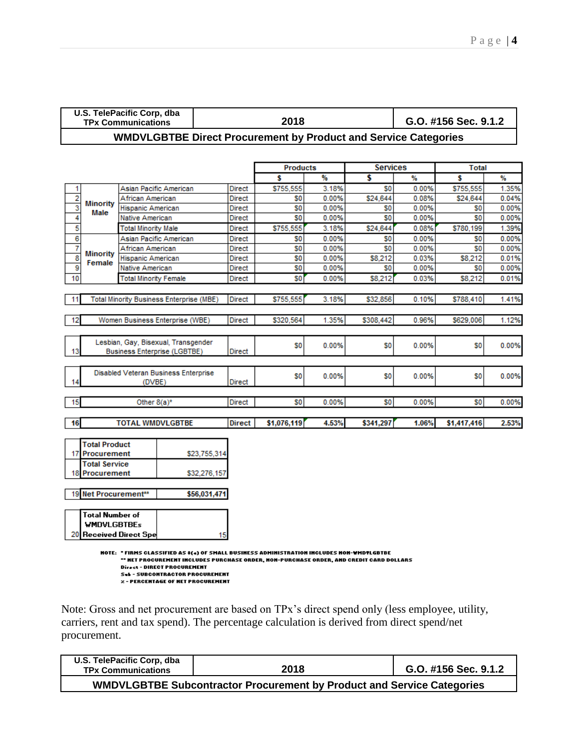| U.S. TelePacific Corp, dba TPx Communications | 2018 | G.O. #156 Sec. 9.1.2 |
|---|---|---|
| **WMDVLGBTBE Direct Procurement by Product and Service Categories** | | |

| # | | | | Products $ | Products % | Services $ | Services % | Total $ | Total % |
|---|---|---|---|---|---|---|---|---|---|
| 1 | Minority Male | Asian Pacific American | Direct | $755,555 | 3.18% | $0 | 0.00% | $755,555 | 1.35% |
| 2 | | African American | Direct | $0 | 0.00% | $24,644 | 0.08% | $24,644 | 0.04% |
| 3 | | Hispanic American | Direct | $0 | 0.00% | $0 | 0.00% | $0 | 0.00% |
| 4 | | Native American | Direct | $0 | 0.00% | $0 | 0.00% | $0 | 0.00% |
| 5 | | Total Minority Male | Direct | $755,555 | 3.18% | $24,644 | 0.08% | $780,199 | 1.39% |
| 6 | Minority Female | Asian Pacific American | Direct | $0 | 0.00% | $0 | 0.00% | $0 | 0.00% |
| 7 | | African American | Direct | $0 | 0.00% | $0 | 0.00% | $0 | 0.00% |
| 8 | | Hispanic American | Direct | $0 | 0.00% | $8,212 | 0.03% | $8,212 | 0.01% |
| 9 | | Native American | Direct | $0 | 0.00% | $0 | 0.00% | $0 | 0.00% |
| 10 | | Total Minority Female | Direct | $0 | 0.00% | $8,212 | 0.03% | $8,212 | 0.01% |
| 11 | Total Minority Business Enterprise (MBE) | | Direct | $755,555 | 3.18% | $32,856 | 0.10% | $788,410 | 1.41% |
| 12 | Women Business Enterprise (WBE) | | Direct | $320,564 | 1.35% | $308,442 | 0.96% | $629,006 | 1.12% |
| 13 | Lesbian, Gay, Bisexual, Transgender Business Enterprise (LGBTBE) | | Direct | $0 | 0.00% | $0 | 0.00% | $0 | 0.00% |
| 14 | Disabled Veteran Business Enterprise (DVBE) | | Direct | $0 | 0.00% | $0 | 0.00% | $0 | 0.00% |
| 15 | Other 8(a)* | | Direct | $0 | 0.00% | $0 | 0.00% | $0 | 0.00% |
| 16 | **TOTAL WMDVLGBTBE** | | **Direct** | **$1,076,119** | **4.53%** | **$341,297** | **1.06%** | **$1,417,416** | **2.53%** |

| # | | |
|---|---|---|
| 17 | Total Product Procurement | $23,755,314 |
| 18 | Total Service Procurement | $32,276,157 |
| 19 | **Net Procurement**** | **$56,031,471** |
| 20 | Total Number of WMDVLGBTBEs Received Direct Spe | 15 |

NOTE: * FIRMS CLASSIFIED AS 8(a) OF SMALL BUSINESS ADMINISTRATION INCLUDES NON-WMDVLGBTBE
** NET PROCUREMENT INCLUDES PURCHASE ORDER, NON-PURCHASE ORDER, AND CREDIT CARD DOLLARS
Direct - DIRECT PROCUREMENT
Sub - SUBCONTRACTOR PROCUREMENT
% - PERCENTAGE OF NET PROCUREMENT

Note: Gross and net procurement are based on TPx's direct spend only (less employee, utility, carriers, rent and tax spend). The percentage calculation is derived from direct spend/net procurement.

| U.S. TelePacific Corp, dba TPx Communications | 2018 | G.O. #156 Sec. 9.1.2 |
|---|---|---|
| **WMDVLGBTBE Subcontractor Procurement by Product and Service Categories** | | |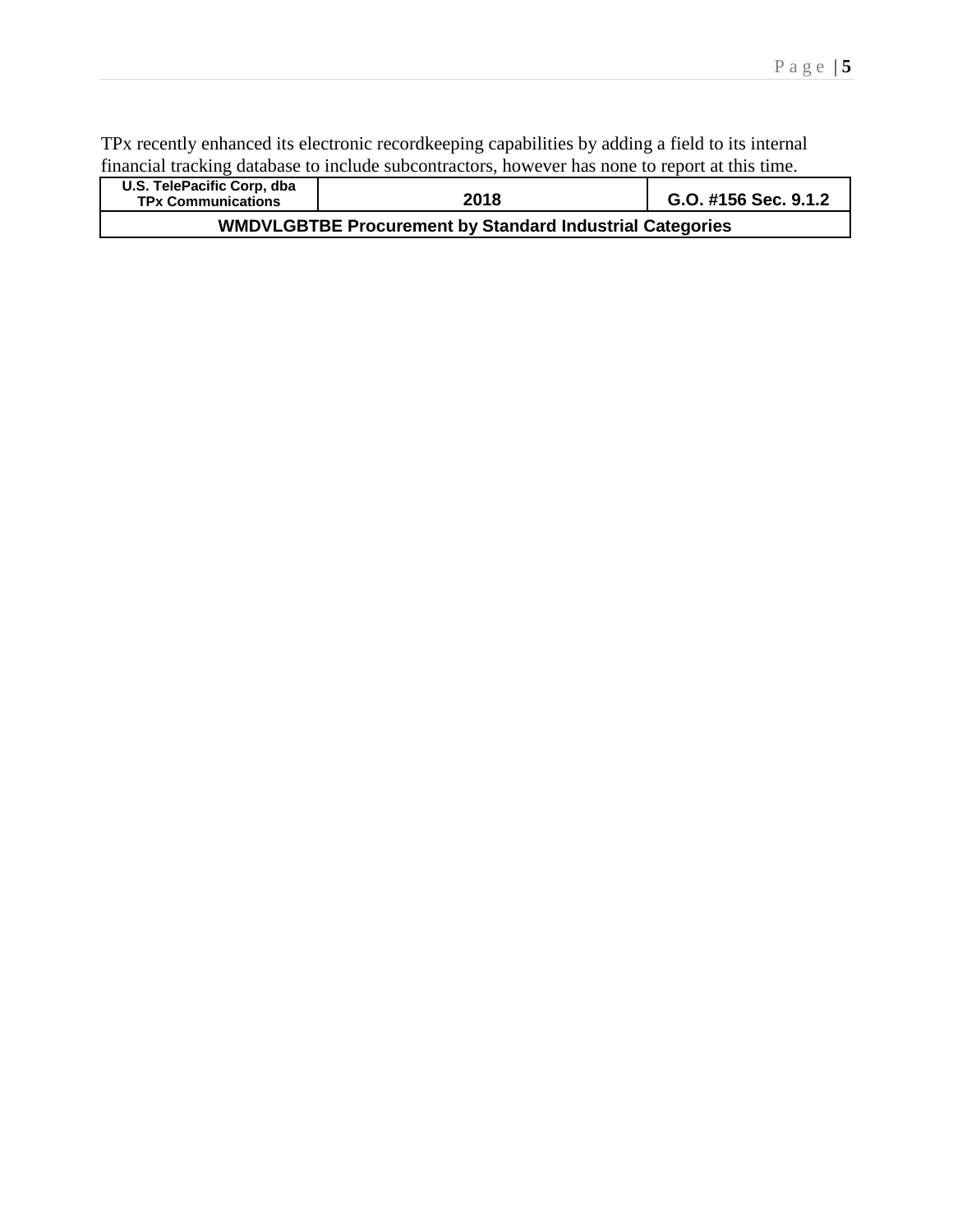TPx recently enhanced its electronic recordkeeping capabilities by adding a field to its internal financial tracking database to include subcontractors, however has none to report at this time.

| U.S. TelePacific Corp, dba TPx Communications | 2018 | G.O. #156 Sec. 9.1.2 |
|---|---|---|
| **WMDVLGBTBE Procurement by Standard Industrial Categories** | | |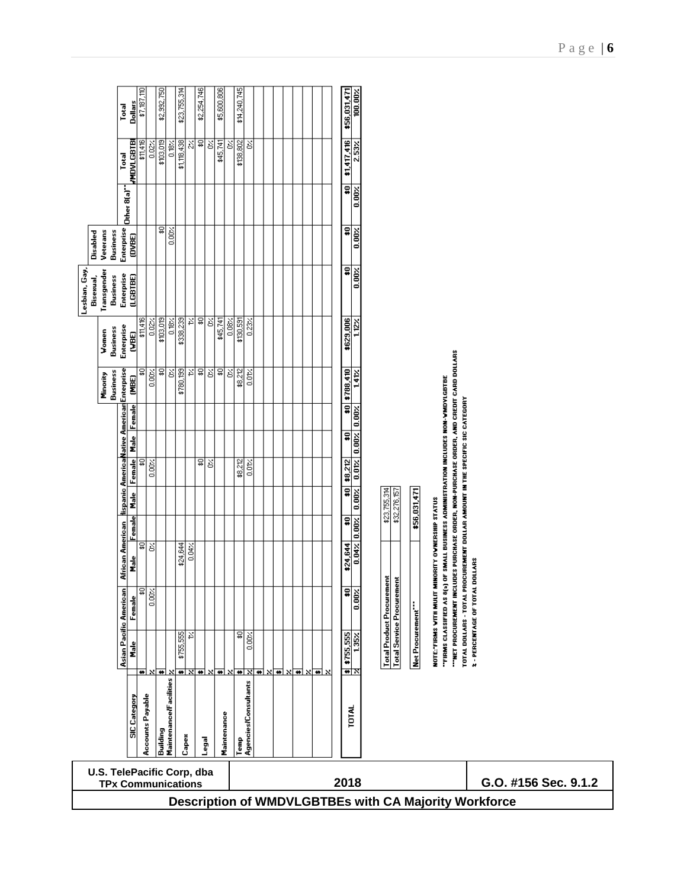| U.S. TelePacific Corp, dba TPx Communications | 2018 | G.O. #156 Sec. 9.1.2 |
|---|---|---|

## Description of WMDVLGBTBEs with CA Majority Workforce

| SIC Category | | Asian Pacific American | | African American | | Hispanic American | | Native American | | Minority Business Enterprise (MBE) | Women Business Enterprise (WBE) | Lesbian, Gay, Bisexual, Transgender Business Enterprise (LGBTBE) | Disabled Veterans Business Enterprise (DVBE) | Other 8(a)** | Total WMDVLGBTBE | Total Dollars |
|---|---|---|---|---|---|---|---|---|---|---|---|---|---|---|---|---|
| | | Male | Female | Male | Female | Male | Female | Male | Female | | | | | | | |
| Accounts Payable | $ | | $0 | $0 | | | | | | $0 | $11,416 | | | | $11,416 | $7,187,110 |
| | % | | 0.00% | 0% | | | 0.00% | | | 0.00% | 0.02% | | | | 0.02% | |
| Building Maintenance/Facilities | $ | | | | | | | | | $0 | $103,019 | | $0 | | $103,019 | $2,992,750 |
| | % | | | | | | | | | 0% | 0.18% | | 0.00% | | 0.18% | |
| Capex | $ | $755,555 | | $24,644 | | | | | | $780,199 | $338,239 | | | | $1,118,438 | $23,755,314 |
| | % | 1% | | 0.04% | | | | | | 1% | 1% | | | | 2% | |
| Legal | $ | | | | | | $0 | | | $0 | $0 | | | | $0 | $2,254,746 |
| | % | | | | | | 0% | | | 0% | 0% | | | | 0% | |
| Maintenance | $ | | | | | | | | | $0 | $45,741 | | | | $45,741 | $5,600,806 |
| | % | | | | | | | | | 0% | 0.08% | | | | 0% | |
| Temp Agencies/Consultants | $ | $0 | | | | | $8,212 | | | $8,212 | $130,591 | | | | $138,802 | $14,240,745 |
| | % | 0.00% | | | | | 0.01% | | | 0.01% | 0.23% | | | | 0% | |
| | $ | | | | | | | | | | | | | | | |
| | % | | | | | | | | | | | | | | | |
| | $ | | | | | | | | | | | | | | | |
| | % | | | | | | | | | | | | | | | |
| | $ | | | | | | | | | | | | | | | |
| | % | | | | | | | | | | | | | | | |
| TOTAL | $ | $755,555 | $0 | $24,644 | $0 | $0 | $8,212 | $0 | $0 | $788,410 | $629,006 | $0 | $0 | $0 | $1,417,416 | $56,031,471 |
| | % | 1.35% | 0.00% | 0.04% | 0.00% | 0.00% | 0.01% | 0.00% | 0.00% | 1.41% | 1.12% | 0.00% | 0.00% | 0.00% | 2.53% | 100.00% |

| | |
|---|---|
| Total Product Procurement | $23,755,314 |
| Total Service Procurement | $32,276,157 |
| Net Procurement*** | $56,031,471 |

NOTE: *FIRMS WITH MULIT MINORITY OWNERSHIP STATUS

**FIRMS CLASSIFIED AS 8(a) OF SMALL BUSINESS ADMINISTRATION INCLUDES NON-WMDVLGBTBE

***NET PROCUREMENT INCLUDES PURCHASE ORDER, NON-PURCHASE ORDER, AND CREDIT CARD DOLLARS

TOTAL DOLLARS - TOTAL PROCUREMENT DOLLAR AMOUNT IN THE SPECIFIC SIC CATEGORY

% - PERCENTAGE OF TOTAL DOLLARS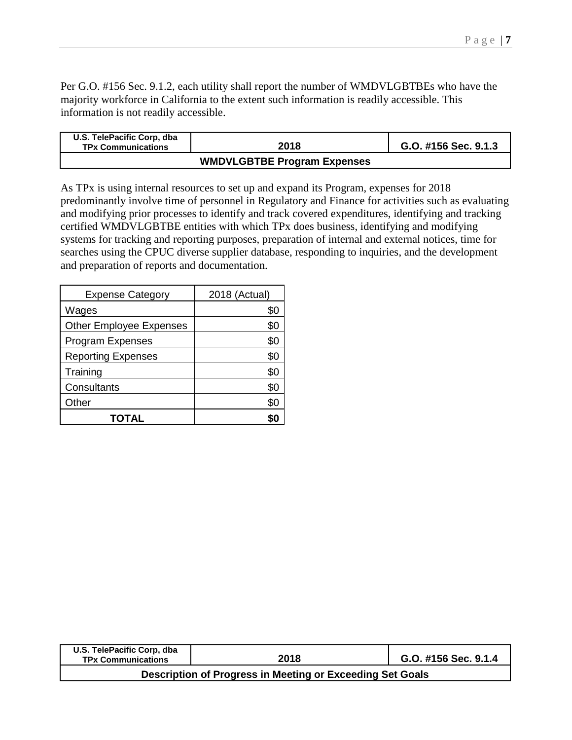Per G.O. #156 Sec. 9.1.2, each utility shall report the number of WMDVLGBTBEs who have the majority workforce in California to the extent such information is readily accessible. This information is not readily accessible.

| U.S. TelePacific Corp, dba TPx Communications | 2018 | G.O. #156 Sec. 9.1.3 |
|---|---|---|
| **WMDVLGBTBE Program Expenses** | | |

As TPx is using internal resources to set up and expand its Program, expenses for 2018 predominantly involve time of personnel in Regulatory and Finance for activities such as evaluating and modifying prior processes to identify and track covered expenditures, identifying and tracking certified WMDVLGBTBE entities with which TPx does business, identifying and modifying systems for tracking and reporting purposes, preparation of internal and external notices, time for searches using the CPUC diverse supplier database, responding to inquiries, and the development and preparation of reports and documentation.

| Expense Category | 2018 (Actual) |
|---|---|
| Wages | $0 |
| Other Employee Expenses | $0 |
| Program Expenses | $0 |
| Reporting Expenses | $0 |
| Training | $0 |
| Consultants | $0 |
| Other | $0 |
| **TOTAL** | **$0** |

| U.S. TelePacific Corp, dba TPx Communications | 2018 | G.O. #156 Sec. 9.1.4 |
|---|---|---|
| **Description of Progress in Meeting or Exceeding Set Goals** | | |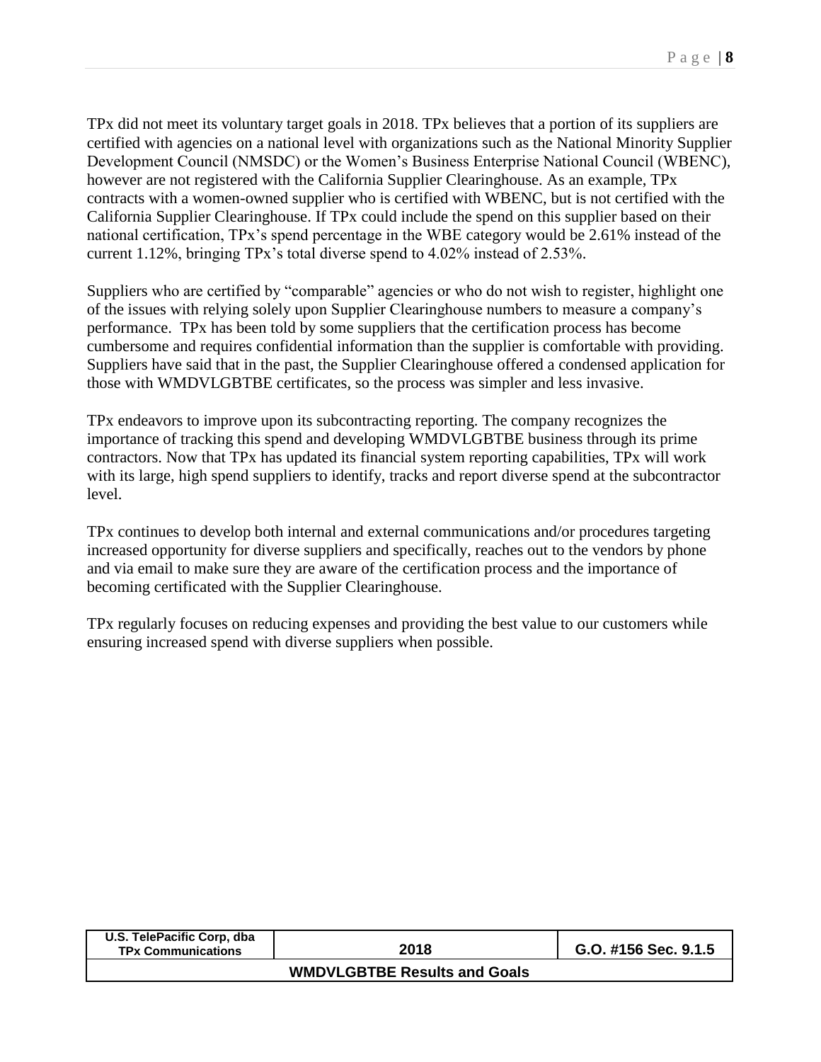TPx did not meet its voluntary target goals in 2018. TPx believes that a portion of its suppliers are certified with agencies on a national level with organizations such as the National Minority Supplier Development Council (NMSDC) or the Women's Business Enterprise National Council (WBENC), however are not registered with the California Supplier Clearinghouse. As an example, TPx contracts with a women-owned supplier who is certified with WBENC, but is not certified with the California Supplier Clearinghouse. If TPx could include the spend on this supplier based on their national certification, TPx's spend percentage in the WBE category would be 2.61% instead of the current 1.12%, bringing TPx's total diverse spend to 4.02% instead of 2.53%.

Suppliers who are certified by "comparable" agencies or who do not wish to register, highlight one of the issues with relying solely upon Supplier Clearinghouse numbers to measure a company's performance. TPx has been told by some suppliers that the certification process has become cumbersome and requires confidential information than the supplier is comfortable with providing. Suppliers have said that in the past, the Supplier Clearinghouse offered a condensed application for those with WMDVLGBTBE certificates, so the process was simpler and less invasive.

TPx endeavors to improve upon its subcontracting reporting. The company recognizes the importance of tracking this spend and developing WMDVLGBTBE business through its prime contractors. Now that TPx has updated its financial system reporting capabilities, TPx will work with its large, high spend suppliers to identify, tracks and report diverse spend at the subcontractor level.

TPx continues to develop both internal and external communications and/or procedures targeting increased opportunity for diverse suppliers and specifically, reaches out to the vendors by phone and via email to make sure they are aware of the certification process and the importance of becoming certificated with the Supplier Clearinghouse.

TPx regularly focuses on reducing expenses and providing the best value to our customers while ensuring increased spend with diverse suppliers when possible.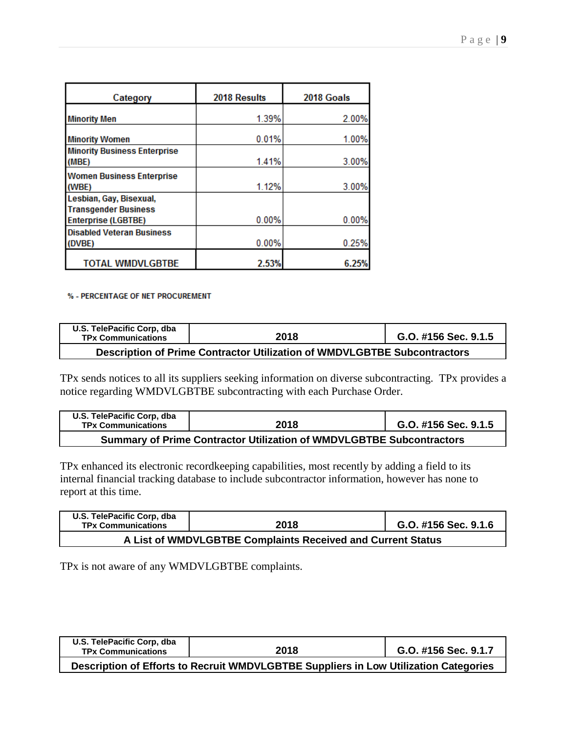| Category | 2018 Results | 2018 Goals |
|---|---|---|
| Minority Men | 1.39% | 2.00% |
| Minority Women | 0.01% | 1.00% |
| Minority Business Enterprise (MBE) | 1.41% | 3.00% |
| Women Business Enterprise (WBE) | 1.12% | 3.00% |
| Lesbian, Gay, Bisexual, Transgender Business Enterprise (LGBTBE) | 0.00% | 0.00% |
| Disabled Veteran Business (DVBE) | 0.00% | 0.25% |
| **TOTAL WMDVLGBTBE** | **2.53%** | **6.25%** |

% - PERCENTAGE OF NET PROCUREMENT

| U.S. TelePacific Corp, dba TPx Communications | 2018 | G.O. #156 Sec. 9.1.5 |
|---|---|---|
| **Description of Prime Contractor Utilization of WMDVLGBTBE Subcontractors** | | |

TPx sends notices to all its suppliers seeking information on diverse subcontracting. TPx provides a notice regarding WMDVLGBTBE subcontracting with each Purchase Order.

| U.S. TelePacific Corp, dba TPx Communications | 2018 | G.O. #156 Sec. 9.1.5 |
|---|---|---|
| **Summary of Prime Contractor Utilization of WMDVLGBTBE Subcontractors** | | |

TPx enhanced its electronic recordkeeping capabilities, most recently by adding a field to its internal financial tracking database to include subcontractor information, however has none to report at this time.

| U.S. TelePacific Corp, dba TPx Communications | 2018 | G.O. #156 Sec. 9.1.6 |
|---|---|---|
| **A List of WMDVLGBTBE Complaints Received and Current Status** | | |

TPx is not aware of any WMDVLGBTBE complaints.

| U.S. TelePacific Corp, dba TPx Communications | 2018 | G.O. #156 Sec. 9.1.7 |
|---|---|---|
| **Description of Efforts to Recruit WMDVLGBTBE Suppliers in Low Utilization Categories** | | |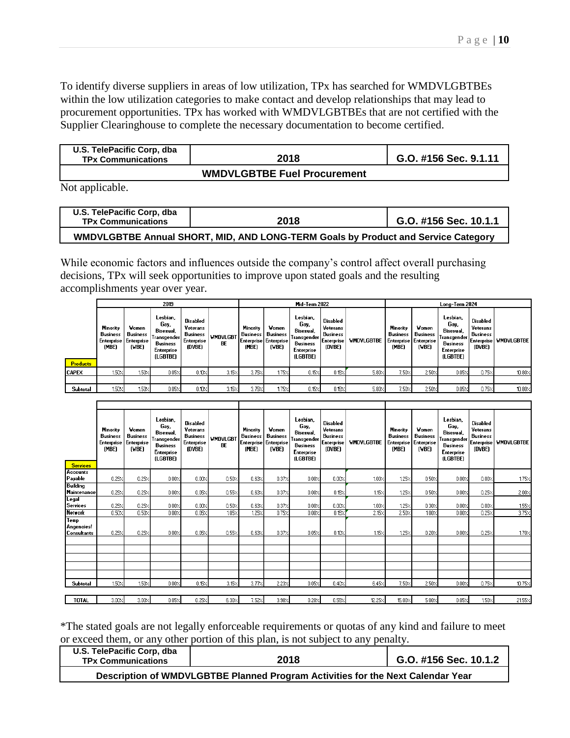To identify diverse suppliers in areas of low utilization, TPx has searched for WMDVLGBTBEs within the low utilization categories to make contact and develop relationships that may lead to procurement opportunities. TPx has worked with WMDVLGBTBEs that are not certified with the Supplier Clearinghouse to complete the necessary documentation to become certified.

| U.S. TelePacific Corp, dba TPx Communications | 2018 | G.O. #156 Sec. 9.1.11 |
|---|---|---|
| **WMDVLGBTBE Fuel Procurement** | | |

Not applicable.

| U.S. TelePacific Corp, dba TPx Communications | 2018 | G.O. #156 Sec. 10.1.1 |
|---|---|---|
| **WMDVLGBTBE Annual SHORT, MID, AND LONG-TERM Goals by Product and Service Category** | | |

While economic factors and influences outside the company's control affect overall purchasing decisions, TPx will seek opportunities to improve upon stated goals and the resulting accomplishments year over year.

| | 2019 | | | | | Mid-Term 2022 | | | | | Long-Term 2024 | | | | |
|---|---|---|---|---|---|---|---|---|---|---|---|---|---|---|---|
| **Products** | Minority Business Enterprise (MBE) | Women Business Enterprise (WBE) | Lesbian, Gay, Bisexual, Transgender Business Enterprise (LGBTBE) | Disabled Veterans Business Enterprise (DVBE) | WMDVLGBTBE | Minority Business Enterprise (MBE) | Women Business Enterprise (WBE) | Lesbian, Gay, Bisexual, Transgender Business Enterprise (LGBTBE) | Disabled Veterans Business Enterprise (DVBE) | WMDVLGBTBE | Minority Business Enterprise (MBE) | Women Business Enterprise (WBE) | Lesbian, Gay, Bisexual, Transgender Business Enterprise (LGBTBE) | Disabled Veterans Business Enterprise (DVBE) | WMDVLGBTBE |
| CAPEX | 1.50% | 1.50% | 0.05% | 0.10% | 3.15% | 3.75% | 1.75% | 0.15% | 0.15% | 5.80% | 7.50% | 2.50% | 0.05% | 0.75% | 10.80% |
| Subtotal | 1.50% | 1.50% | 0.05% | 0.10% | 3.15% | 3.75% | 1.75% | 0.15% | 0.15% | 5.80% | 7.50% | 2.50% | 0.05% | 0.75% | 10.80% |

| **Services** | Minority Business Enterprise (MBE) | Women Business Enterprise (WBE) | Lesbian, Gay, Bisexual, Transgender Business Enterprise (LGBTBE) | Disabled Veterans Business Enterprise (DVBE) | WMDVLGBTBE | Minority Business Enterprise (MBE) | Women Business Enterprise (WBE) | Lesbian, Gay, Bisexual, Transgender Business Enterprise (LGBTBE) | Disabled Veterans Business Enterprise (DVBE) | WMDVLGBTBE | Minority Business Enterprise (MBE) | Women Business Enterprise (WBE) | Lesbian, Gay, Bisexual, Transgender Business Enterprise (LGBTBE) | Disabled Veterans Business Enterprise (DVBE) | WMDVLGBTBE |
|---|---|---|---|---|---|---|---|---|---|---|---|---|---|---|---|
| Accounts Payable | 0.25% | 0.25% | 0.00% | 0.00% | 0.50% | 0.63% | 0.37% | 0.00% | 0.00% | 1.00% | 1.25% | 0.50% | 0.00% | 0.00% | 1.75% |
| Building Maintenance | 0.25% | 0.25% | 0.00% | 0.05% | 0.55% | 0.63% | 0.37% | 0.00% | 0.15% | 1.15% | 1.25% | 0.50% | 0.00% | 0.25% | 2.00% |
| Legal Services | 0.25% | 0.25% | 0.00% | 0.00% | 0.50% | 0.63% | 0.37% | 0.00% | 0.00% | 1.00% | 1.25% | 0.30% | 0.00% | 0.00% | 1.55% |
| Network | 0.50% | 0.50% | 0.00% | 0.05% | 1.05% | 1.25% | 0.75% | 0.00% | 0.15% | 2.15% | 2.50% | 1.00% | 0.00% | 0.25% | 3.75% |
| Temp Angencies/ Consultants | 0.25% | 0.25% | 0.00% | 0.05% | 0.55% | 0.63% | 0.37% | 0.05% | 0.10% | 1.15% | 1.25% | 0.20% | 0.00% | 0.25% | 1.70% |
| Subtotal | 1.50% | 1.50% | 0.00% | 0.15% | 3.15% | 3.77% | 2.23% | 0.05% | 0.40% | 6.45% | 7.50% | 2.50% | 0.00% | 0.75% | 10.75% |
| **TOTAL** | 3.00% | 3.00% | 0.05% | 0.25% | 6.30% | 7.52% | 3.98% | 0.20% | 0.55% | 12.25% | 15.00% | 5.00% | 0.05% | 1.50% | 21.55% |

*The stated goals are not legally enforceable requirements or quotas of any kind and failure to meet or exceed them, or any other portion of this plan, is not subject to any penalty.

| U.S. TelePacific Corp, dba TPx Communications | 2018 | G.O. #156 Sec. 10.1.2 |
|---|---|---|
| **Description of WMDVLGBTBE Planned Program Activities for the Next Calendar Year** | | |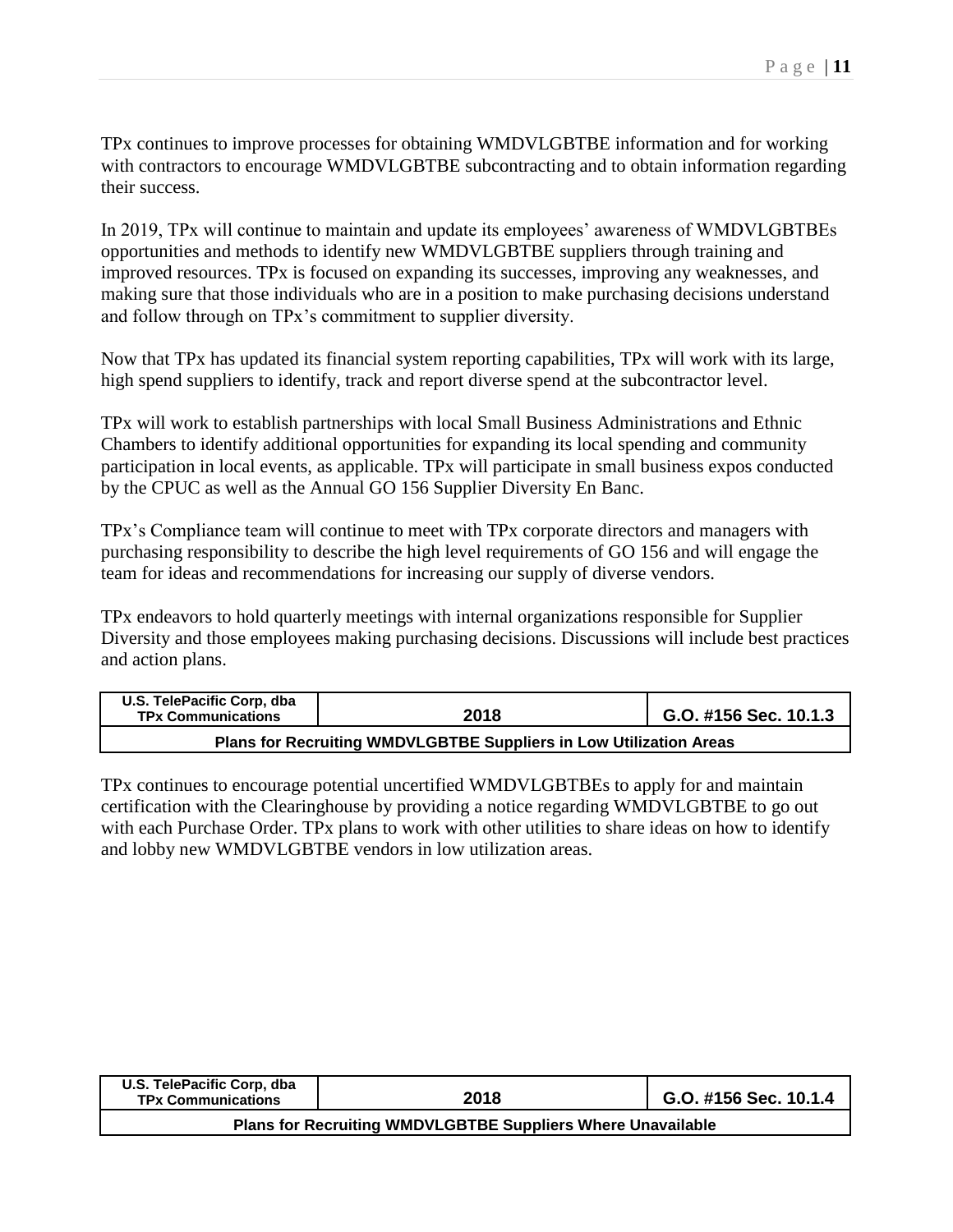TPx continues to improve processes for obtaining WMDVLGBTBE information and for working with contractors to encourage WMDVLGBTBE subcontracting and to obtain information regarding their success.

In 2019, TPx will continue to maintain and update its employees' awareness of WMDVLGBTBEs opportunities and methods to identify new WMDVLGBTBE suppliers through training and improved resources. TPx is focused on expanding its successes, improving any weaknesses, and making sure that those individuals who are in a position to make purchasing decisions understand and follow through on TPx's commitment to supplier diversity.

Now that TPx has updated its financial system reporting capabilities, TPx will work with its large, high spend suppliers to identify, track and report diverse spend at the subcontractor level.

TPx will work to establish partnerships with local Small Business Administrations and Ethnic Chambers to identify additional opportunities for expanding its local spending and community participation in local events, as applicable. TPx will participate in small business expos conducted by the CPUC as well as the Annual GO 156 Supplier Diversity En Banc.

TPx's Compliance team will continue to meet with TPx corporate directors and managers with purchasing responsibility to describe the high level requirements of GO 156 and will engage the team for ideas and recommendations for increasing our supply of diverse vendors.

TPx endeavors to hold quarterly meetings with internal organizations responsible for Supplier Diversity and those employees making purchasing decisions. Discussions will include best practices and action plans.

| U.S. TelePacific Corp, dba TPx Communications | 2018 | G.O. #156 Sec. 10.1.3 |
|---|---|---|
| **Plans for Recruiting WMDVLGBTBE Suppliers in Low Utilization Areas** | | |

TPx continues to encourage potential uncertified WMDVLGBTBEs to apply for and maintain certification with the Clearinghouse by providing a notice regarding WMDVLGBTBE to go out with each Purchase Order. TPx plans to work with other utilities to share ideas on how to identify and lobby new WMDVLGBTBE vendors in low utilization areas.

| U.S. TelePacific Corp, dba TPx Communications | 2018 | G.O. #156 Sec. 10.1.4 |
|---|---|---|
| **Plans for Recruiting WMDVLGBTBE Suppliers Where Unavailable** | | |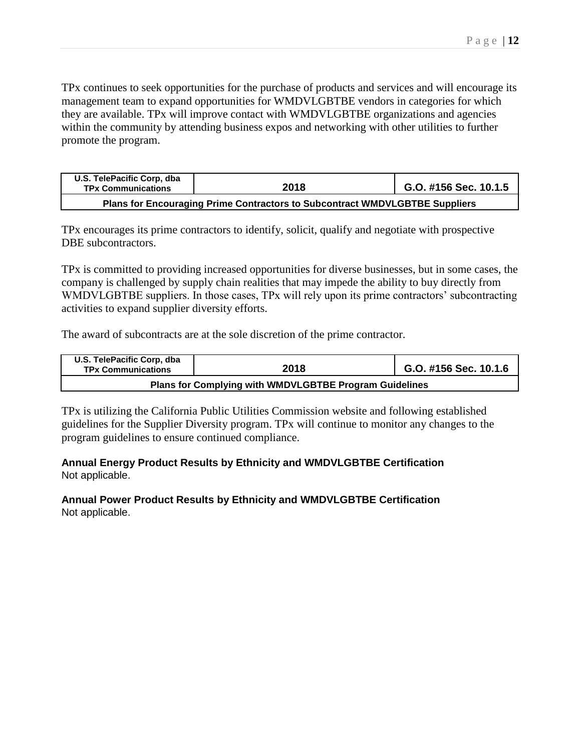TPx continues to seek opportunities for the purchase of products and services and will encourage its management team to expand opportunities for WMDVLGBTBE vendors in categories for which they are available. TPx will improve contact with WMDVLGBTBE organizations and agencies within the community by attending business expos and networking with other utilities to further promote the program.

| U.S. TelePacific Corp, dba TPx Communications | 2018 | G.O. #156 Sec. 10.1.5 |
|---|---|---|
| **Plans for Encouraging Prime Contractors to Subcontract WMDVLGBTBE Suppliers** | | |

TPx encourages its prime contractors to identify, solicit, qualify and negotiate with prospective DBE subcontractors.

TPx is committed to providing increased opportunities for diverse businesses, but in some cases, the company is challenged by supply chain realities that may impede the ability to buy directly from WMDVLGBTBE suppliers. In those cases, TPx will rely upon its prime contractors' subcontracting activities to expand supplier diversity efforts.

The award of subcontracts are at the sole discretion of the prime contractor.

| U.S. TelePacific Corp, dba TPx Communications | 2018 | G.O. #156 Sec. 10.1.6 |
|---|---|---|
| **Plans for Complying with WMDVLGBTBE Program Guidelines** | | |

TPx is utilizing the California Public Utilities Commission website and following established guidelines for the Supplier Diversity program. TPx will continue to monitor any changes to the program guidelines to ensure continued compliance.

**Annual Energy Product Results by Ethnicity and WMDVLGBTBE Certification**
Not applicable.

**Annual Power Product Results by Ethnicity and WMDVLGBTBE Certification**
Not applicable.